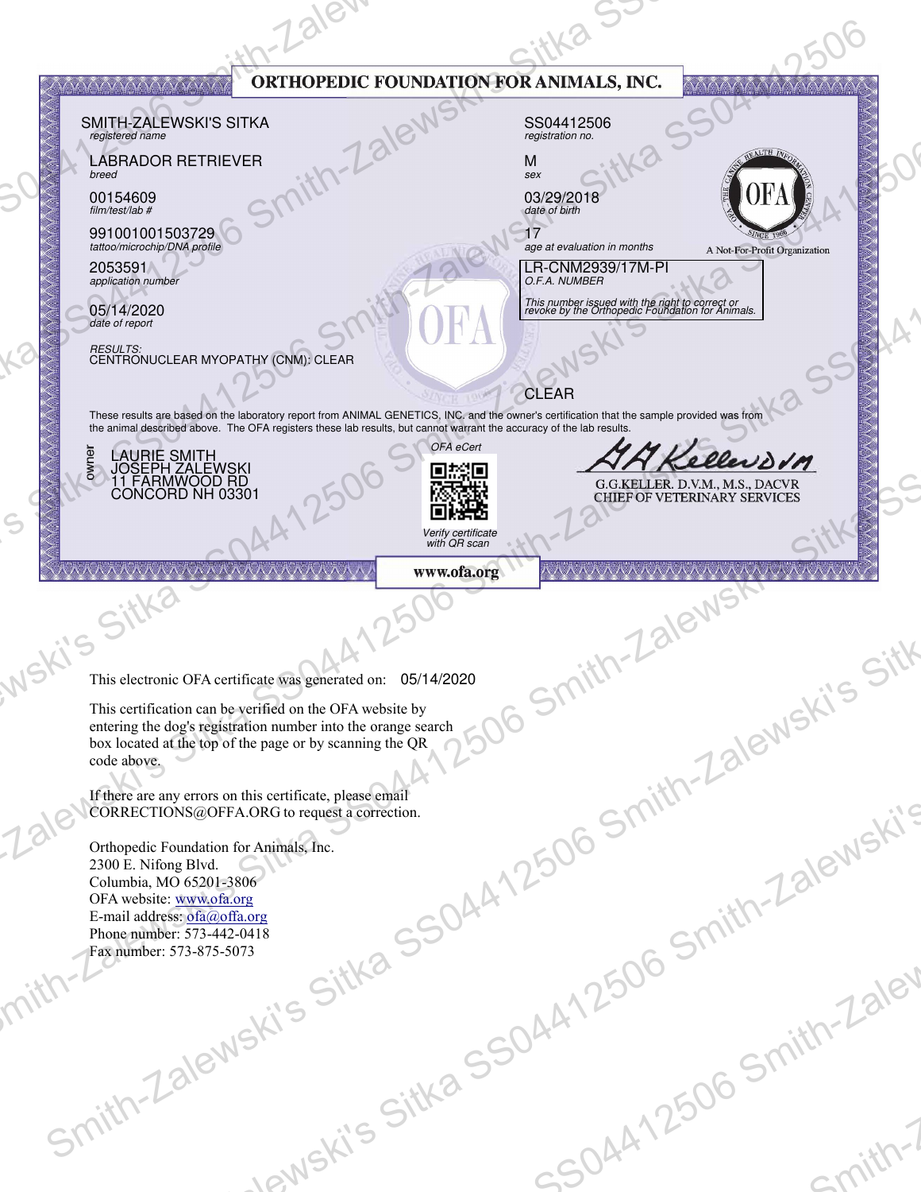# ORTHOPEDIC FOUNDATION FOR ANIMALS, INC.

SMITH-ZALEWSKI'S SITKA
*registered name*

SS04412506
*registration no.*

LABRADOR RETRIEVER
*breed*

M
*sex*

00154609
*film/test/lab #*

03/29/2018
*date of birth*

991001001503729
*tattoo/microchip/DNA profile*

17
*age at evaluation in months*

A Not-For-Profit Organization

2053591
*application number*

LR-CNM2939/17M-PI
*O.F.A. NUMBER*

*This number issued with the right to correct or revoke by the Orthopedic Foundation for Animals.*

05/14/2020
*date of report*

*RESULTS:*
CENTRONUCLEAR MYOPATHY (CNM): CLEAR

CLEAR

These results are based on the laboratory report from ANIMAL GENETICS, INC. and the owner's certification that the sample provided was from the animal described above. The OFA registers these lab results, but cannot warrant the accuracy of the lab results.

*owner*
LAURIE SMITH
JOSEPH ZALEWSKI
11 FARMWOOD RD
CONCORD NH 03301

*OFA eCert*

*Verify certificate with QR scan*

G.G.KELLER. D.V.M., M.S., DACVR
CHIEF OF VETERINARY SERVICES

www.ofa.org

This electronic OFA certificate was generated on: 05/14/2020

This certification can be verified on the OFA website by entering the dog's registration number into the orange search box located at the top of the page or by scanning the QR code above.

If there are any errors on this certificate, please email CORRECTIONS@OFFA.ORG to request a correction.

Orthopedic Foundation for Animals, Inc.
2300 E. Nifong Blvd.
Columbia, MO 65201-3806
OFA website: www.ofa.org
E-mail address: ofa@offa.org
Phone number: 573-442-0418
Fax number: 573-875-5073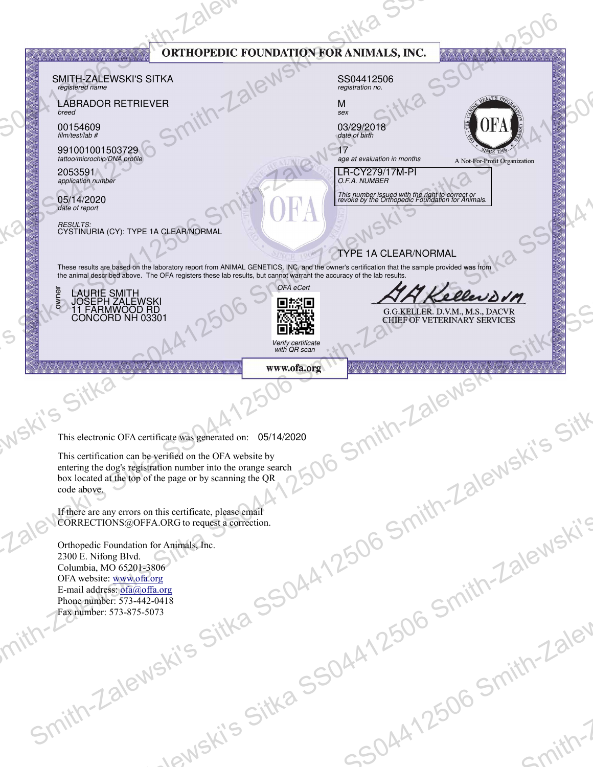# ORTHOPEDIC FOUNDATION FOR ANIMALS, INC.

SMITH-ZALEWSKI'S SITKA
*registered name*

SS04412506
*registration no.*

LABRADOR RETRIEVER
*breed*

M
*sex*

00154609
*film/test/lab #*

03/29/2018
*date of birth*

991001001503729
*tattoo/microchip/DNA profile*

17
*age at evaluation in months*

A Not-For-Profit Organization

2053591
*application number*

LR-CY279/17M-PI
*O.F.A. NUMBER*

*This number issued with the right to correct or revoke by the Orthopedic Foundation for Animals.*

05/14/2020
*date of report*

*RESULTS:*
CYSTINURIA (CY): TYPE 1A CLEAR/NORMAL

TYPE 1A CLEAR/NORMAL

These results are based on the laboratory report from ANIMAL GENETICS, INC. and the owner's certification that the sample provided was from the animal described above. The OFA registers these lab results, but cannot warrant the accuracy of the lab results.

*owner*
LAURIE SMITH
JOSEPH ZALEWSKI
11 FARMWOOD RD
CONCORD NH 03301

*OFA eCert*

*Verify certificate with QR scan*

G.G.KELLER. D.V.M., M.S., DACVR
CHIEF OF VETERINARY SERVICES

www.ofa.org

This electronic OFA certificate was generated on: 05/14/2020

This certification can be verified on the OFA website by entering the dog's registration number into the orange search box located at the top of the page or by scanning the QR code above.

If there are any errors on this certificate, please email CORRECTIONS@OFFA.ORG to request a correction.

Orthopedic Foundation for Animals, Inc.
2300 E. Nifong Blvd.
Columbia, MO 65201-3806
OFA website: www.ofa.org
E-mail address: ofa@offa.org
Phone number: 573-442-0418
Fax number: 573-875-5073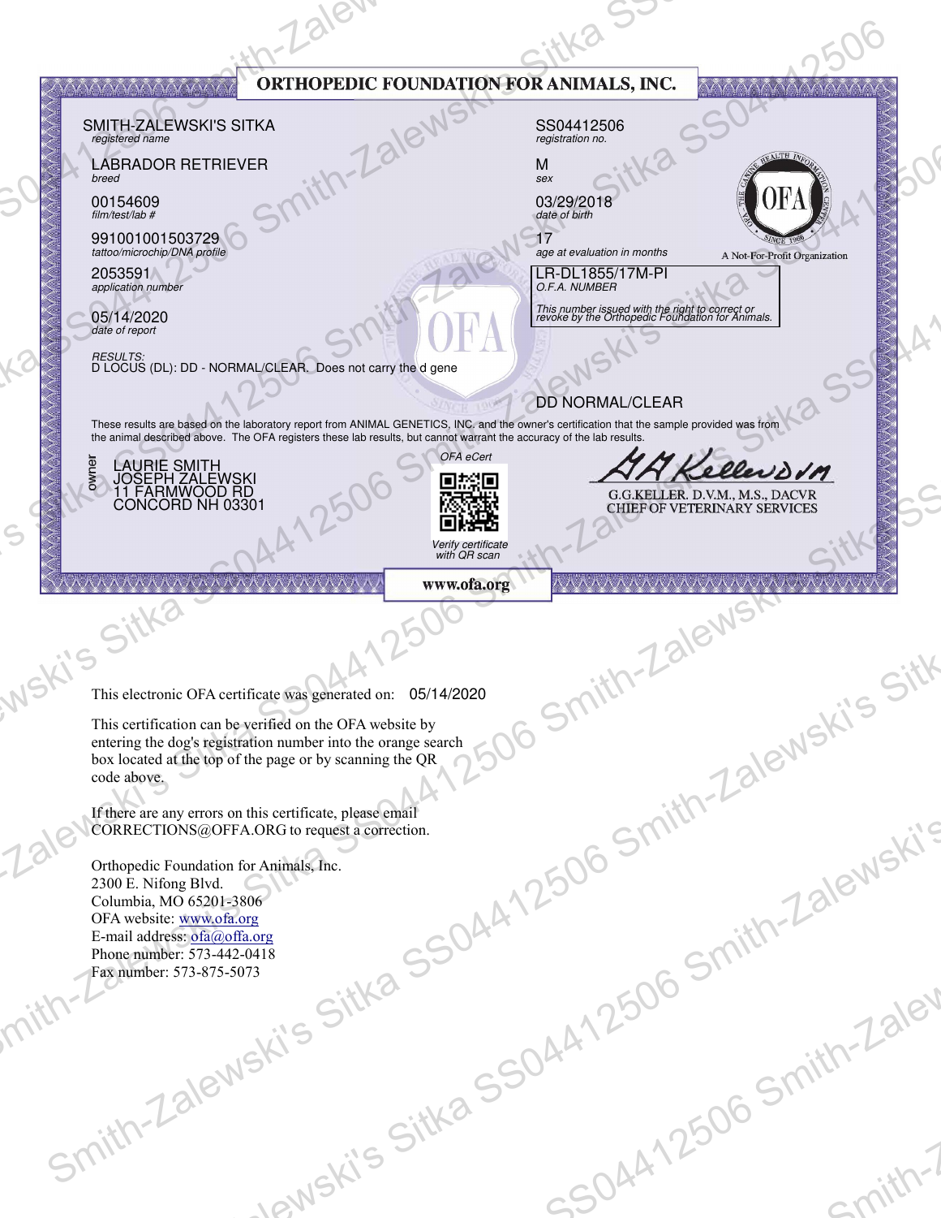# ORTHOPEDIC FOUNDATION FOR ANIMALS, INC.

SMITH-ZALEWSKI'S SITKA
*registered name*

SS04412506
*registration no.*

LABRADOR RETRIEVER
*breed*

M
*sex*

00154609
*film/test/lab #*

03/29/2018
*date of birth*

991001001503729
*tattoo/microchip/DNA profile*

17
*age at evaluation in months*

A Not-For-Profit Organization

2053591
*application number*

LR-DL1855/17M-PI
*O.F.A. NUMBER*

*This number issued with the right to correct or revoke by the Orthopedic Foundation for Animals.*

05/14/2020
*date of report*

*RESULTS:*
D LOCUS (DL): DD - NORMAL/CLEAR. Does not carry the d gene

DD NORMAL/CLEAR

These results are based on the laboratory report from ANIMAL GENETICS, INC. and the owner's certification that the sample provided was from the animal described above. The OFA registers these lab results, but cannot warrant the accuracy of the lab results.

*owner*
LAURIE SMITH
JOSEPH ZALEWSKI
11 FARMWOOD RD
CONCORD NH 03301

*OFA eCert*

*Verify certificate with QR scan*

G.G.KELLER. D.V.M., M.S., DACVR
CHIEF OF VETERINARY SERVICES

www.ofa.org

This electronic OFA certificate was generated on: 05/14/2020

This certification can be verified on the OFA website by entering the dog's registration number into the orange search box located at the top of the page or by scanning the QR code above.

If there are any errors on this certificate, please email CORRECTIONS@OFFA.ORG to request a correction.

Orthopedic Foundation for Animals, Inc.
2300 E. Nifong Blvd.
Columbia, MO 65201-3806
OFA website: www.ofa.org
E-mail address: ofa@offa.org
Phone number: 573-442-0418
Fax number: 573-875-5073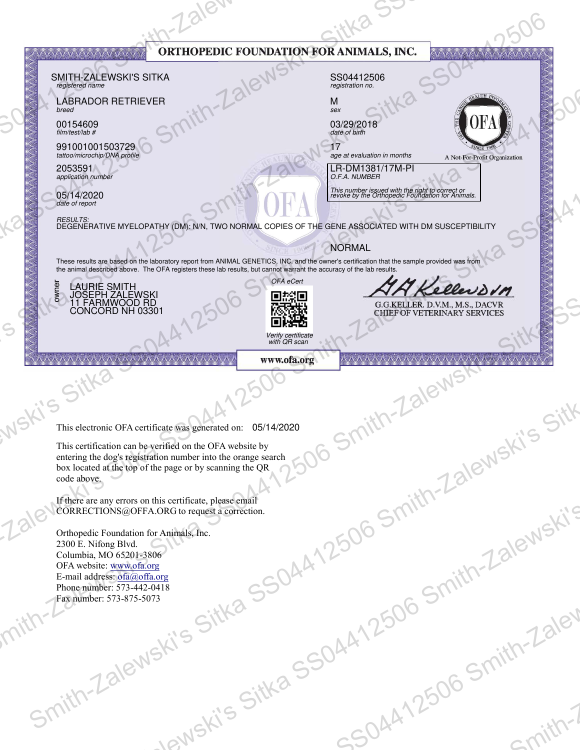# ORTHOPEDIC FOUNDATION FOR ANIMALS, INC.

SMITH-ZALEWSKI'S SITKA
*registered name*

SS04412506
*registration no.*

LABRADOR RETRIEVER
*breed*

M
*sex*

00154609
*film/test/lab #*

03/29/2018
*date of birth*

991001001503729
*tattoo/microchip/DNA profile*

17
*age at evaluation in months*

A Not-For-Profit Organization

2053591
*application number*

LR-DM1381/17M-PI
*O.F.A. NUMBER*

*This number issued with the right to correct or revoke by the Orthopedic Foundation for Animals.*

05/14/2020
*date of report*

*RESULTS:*
DEGENERATIVE MYELOPATHY (DM): N/N, TWO NORMAL COPIES OF THE GENE ASSOCIATED WITH DM SUSCEPTIBILITY

NORMAL

These results are based on the laboratory report from ANIMAL GENETICS, INC. and the owner's certification that the sample provided was from the animal described above. The OFA registers these lab results, but cannot warrant the accuracy of the lab results.

owner
LAURIE SMITH
JOSEPH ZALEWSKI
11 FARMWOOD RD
CONCORD NH 03301

*OFA eCert*

*Verify certificate with QR scan*

G.G.KELLER. D.V.M., M.S., DACVR
CHIEF OF VETERINARY SERVICES

www.ofa.org

This electronic OFA certificate was generated on: 05/14/2020

This certification can be verified on the OFA website by entering the dog's registration number into the orange search box located at the top of the page or by scanning the QR code above.

If there are any errors on this certificate, please email CORRECTIONS@OFFA.ORG to request a correction.

Orthopedic Foundation for Animals, Inc.
2300 E. Nifong Blvd.
Columbia, MO 65201-3806
OFA website: www.ofa.org
E-mail address: ofa@offa.org
Phone number: 573-442-0418
Fax number: 573-875-5073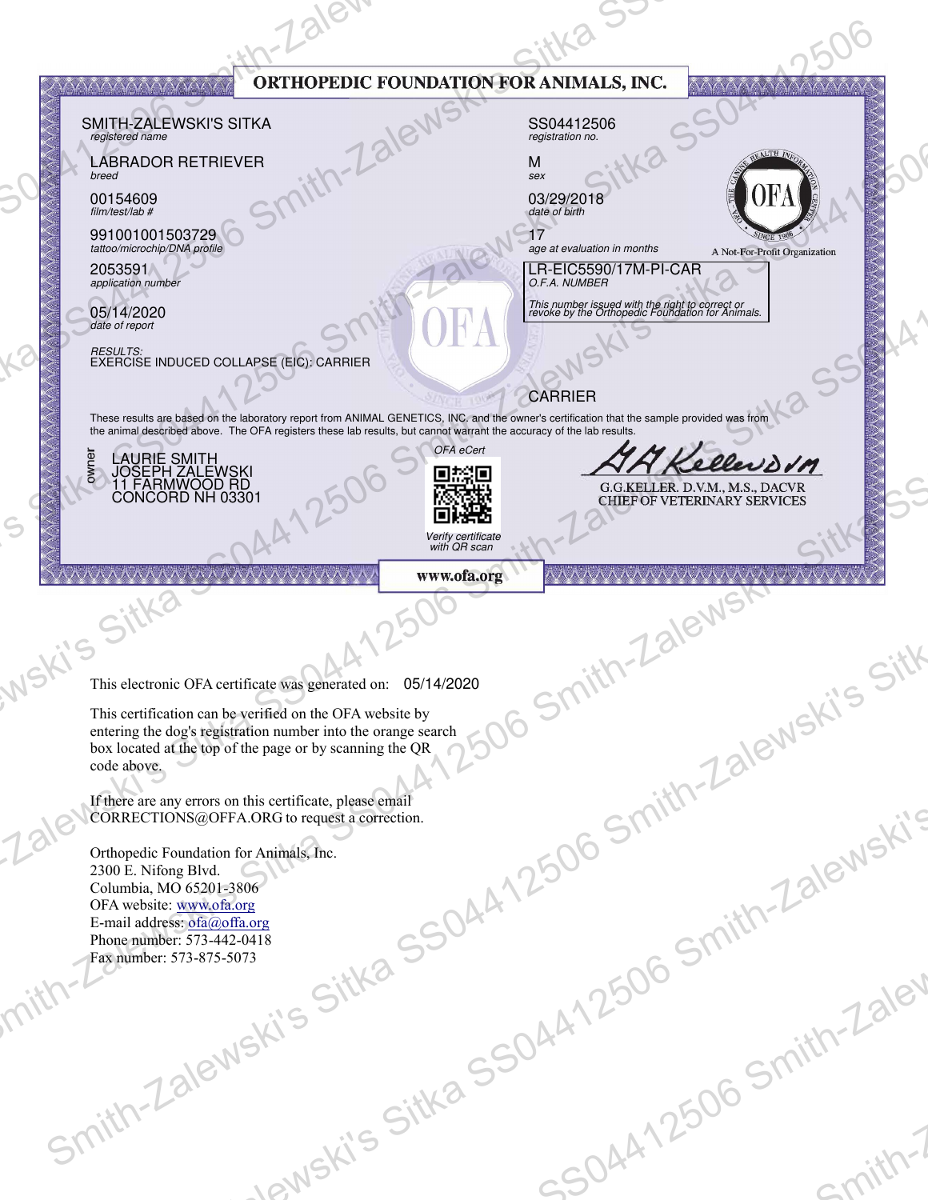# ORTHOPEDIC FOUNDATION FOR ANIMALS, INC.

SMITH-ZALEWSKI'S SITKA
*registered name*

SS04412506
*registration no.*

LABRADOR RETRIEVER
*breed*

M
*sex*

00154609
*film/test/lab #*

03/29/2018
*date of birth*

991001001503729
*tattoo/microchip/DNA profile*

17
*age at evaluation in months*

A Not-For-Profit Organization

2053591
*application number*

LR-EIC5590/17M-PI-CAR
*O.F.A. NUMBER*

*This number issued with the right to correct or revoke by the Orthopedic Foundation for Animals.*

05/14/2020
*date of report*

*RESULTS:*
EXERCISE INDUCED COLLAPSE (EIC): CARRIER

CARRIER

These results are based on the laboratory report from ANIMAL GENETICS, INC. and the owner's certification that the sample provided was from the animal described above. The OFA registers these lab results, but cannot warrant the accuracy of the lab results.

owner
LAURIE SMITH
JOSEPH ZALEWSKI
11 FARMWOOD RD
CONCORD NH 03301

*OFA eCert*

*Verify certificate with QR scan*

G.G.KELLER. D.V.M., M.S., DACVR
CHIEF OF VETERINARY SERVICES

www.ofa.org

This electronic OFA certificate was generated on: 05/14/2020

This certification can be verified on the OFA website by entering the dog's registration number into the orange search box located at the top of the page or by scanning the QR code above.

If there are any errors on this certificate, please email CORRECTIONS@OFFA.ORG to request a correction.

Orthopedic Foundation for Animals, Inc.
2300 E. Nifong Blvd.
Columbia, MO 65201-3806
OFA website: www.ofa.org
E-mail address: ofa@offa.org
Phone number: 573-442-0418
Fax number: 573-875-5073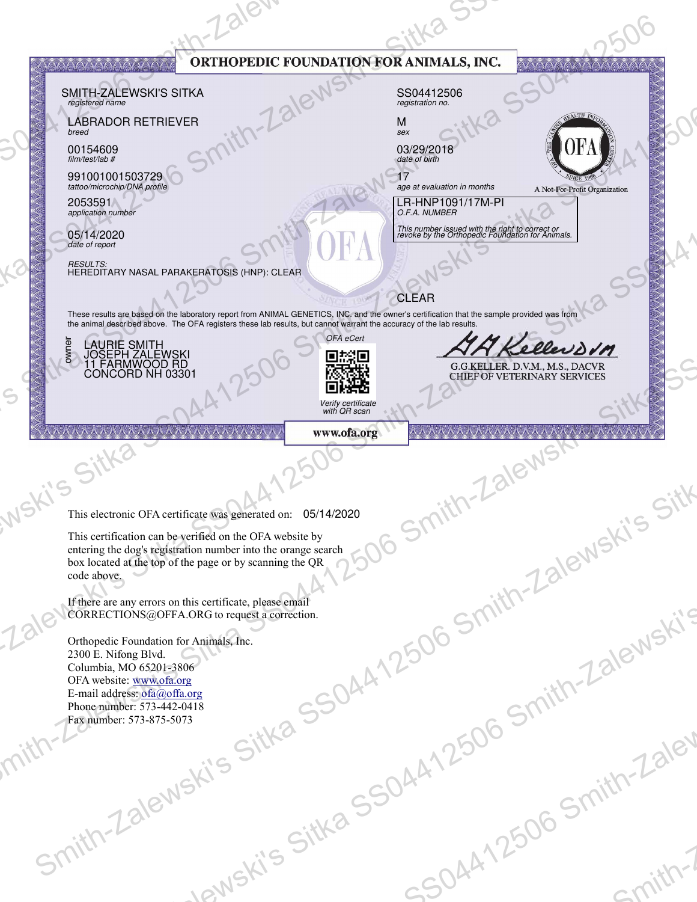# ORTHOPEDIC FOUNDATION FOR ANIMALS, INC.

| | |
|---|---|
| SMITH-ZALEWSKI'S SITKA<br>*registered name* | SS04412506<br>*registration no.* |
| LABRADOR RETRIEVER<br>*breed* | M<br>*sex* |
| 00154609<br>*film/test/lab #* | 03/29/2018<br>*date of birth* |
| 991001001503729<br>*tattoo/microchip/DNA profile* | 17<br>*age at evaluation in months* |
| 2053591<br>*application number* | LR-HNP1091/17M-PI<br>*O.F.A. NUMBER* |
| 05/14/2020<br>*date of report* | *This number issued with the right to correct or revoke by the Orthopedic Foundation for Animals.* |

A Not-For-Profit Organization

*RESULTS:*
HEREDITARY NASAL PARAKERATOSIS (HNP): CLEAR

CLEAR

These results are based on the laboratory report from ANIMAL GENETICS, INC. and the owner's certification that the sample provided was from the animal described above. The OFA registers these lab results, but cannot warrant the accuracy of the lab results.

owner
LAURIE SMITH
JOSEPH ZALEWSKI
11 FARMWOOD RD
CONCORD NH 03301

*OFA eCert*

*Verify certificate with QR scan*

G.G.KELLER. D.V.M., M.S., DACVR
CHIEF OF VETERINARY SERVICES

www.ofa.org

This electronic OFA certificate was generated on: 05/14/2020

This certification can be verified on the OFA website by entering the dog's registration number into the orange search box located at the top of the page or by scanning the QR code above.

If there are any errors on this certificate, please email CORRECTIONS@OFFA.ORG to request a correction.

Orthopedic Foundation for Animals, Inc.
2300 E. Nifong Blvd.
Columbia, MO 65201-3806
OFA website: www.ofa.org
E-mail address: ofa@offa.org
Phone number: 573-442-0418
Fax number: 573-875-5073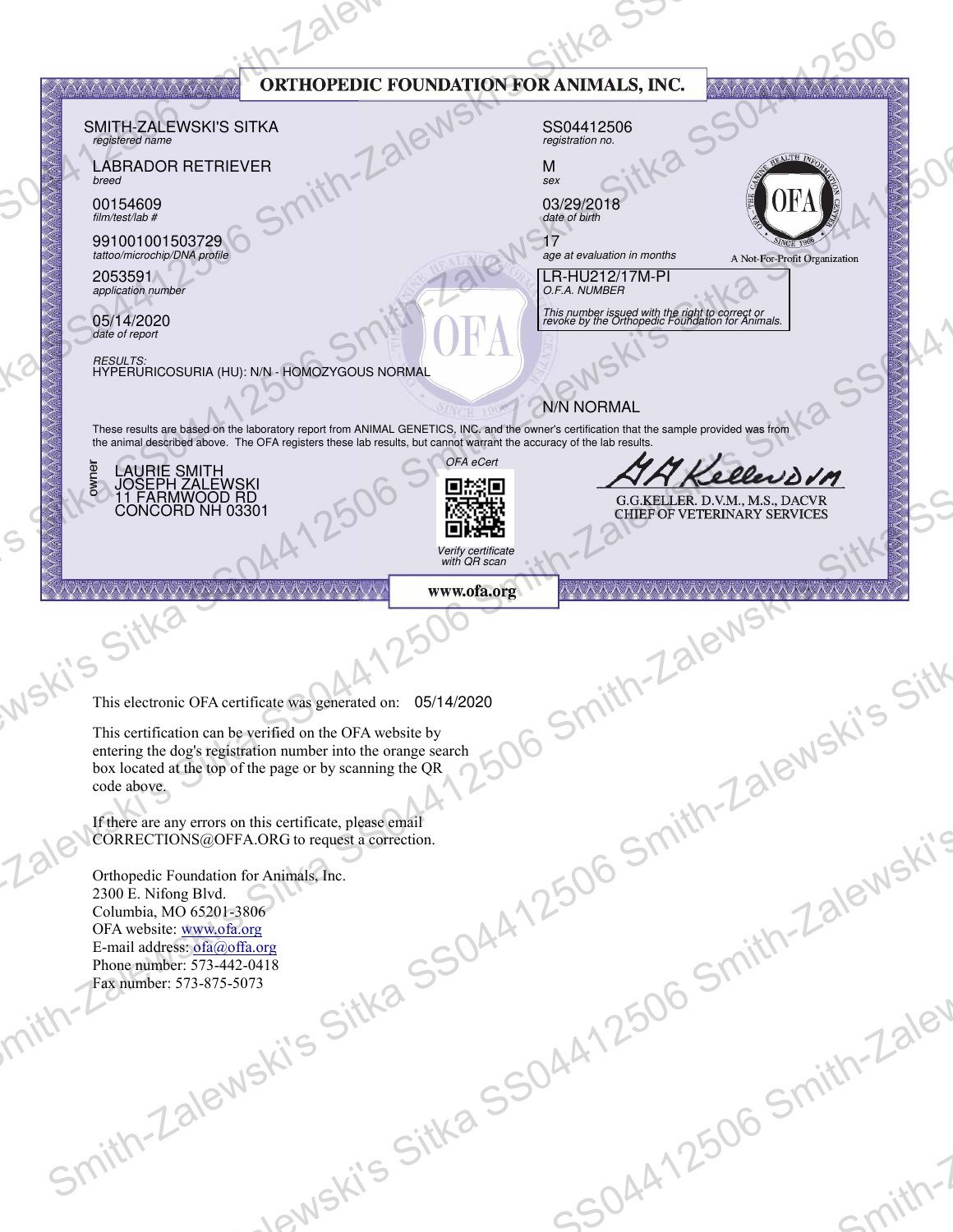# ORTHOPEDIC FOUNDATION FOR ANIMALS, INC.

SMITH-ZALEWSKI'S SITKA
*registered name*

SS04412506
*registration no.*

LABRADOR RETRIEVER
*breed*

M
*sex*

00154609
*film/test/lab #*

03/29/2018
*date of birth*

991001001503729
*tattoo/microchip/DNA profile*

17
*age at evaluation in months*

A Not-For-Profit Organization

2053591
*application number*

LR-HU212/17M-PI
*O.F.A. NUMBER*

05/14/2020
*date of report*

*This number issued with the right to correct or revoke by the Orthopedic Foundation for Animals.*

*RESULTS:*
HYPERURICOSURIA (HU): N/N - HOMOZYGOUS NORMAL

N/N NORMAL

These results are based on the laboratory report from ANIMAL GENETICS, INC. and the owner's certification that the sample provided was from the animal described above. The OFA registers these lab results, but cannot warrant the accuracy of the lab results.

*owner*
LAURIE SMITH
JOSEPH ZALEWSKI
11 FARMWOOD RD
CONCORD NH 03301

*OFA eCert*

*Verify certificate with QR scan*

G.G.KELLER. D.V.M., M.S., DACVR
CHIEF OF VETERINARY SERVICES

www.ofa.org

This electronic OFA certificate was generated on: 05/14/2020

This certification can be verified on the OFA website by entering the dog's registration number into the orange search box located at the top of the page or by scanning the QR code above.

If there are any errors on this certificate, please email CORRECTIONS@OFFA.ORG to request a correction.

Orthopedic Foundation for Animals, Inc.
2300 E. Nifong Blvd.
Columbia, MO 65201-3806
OFA website: www.ofa.org
E-mail address: ofa@offa.org
Phone number: 573-442-0418
Fax number: 573-875-5073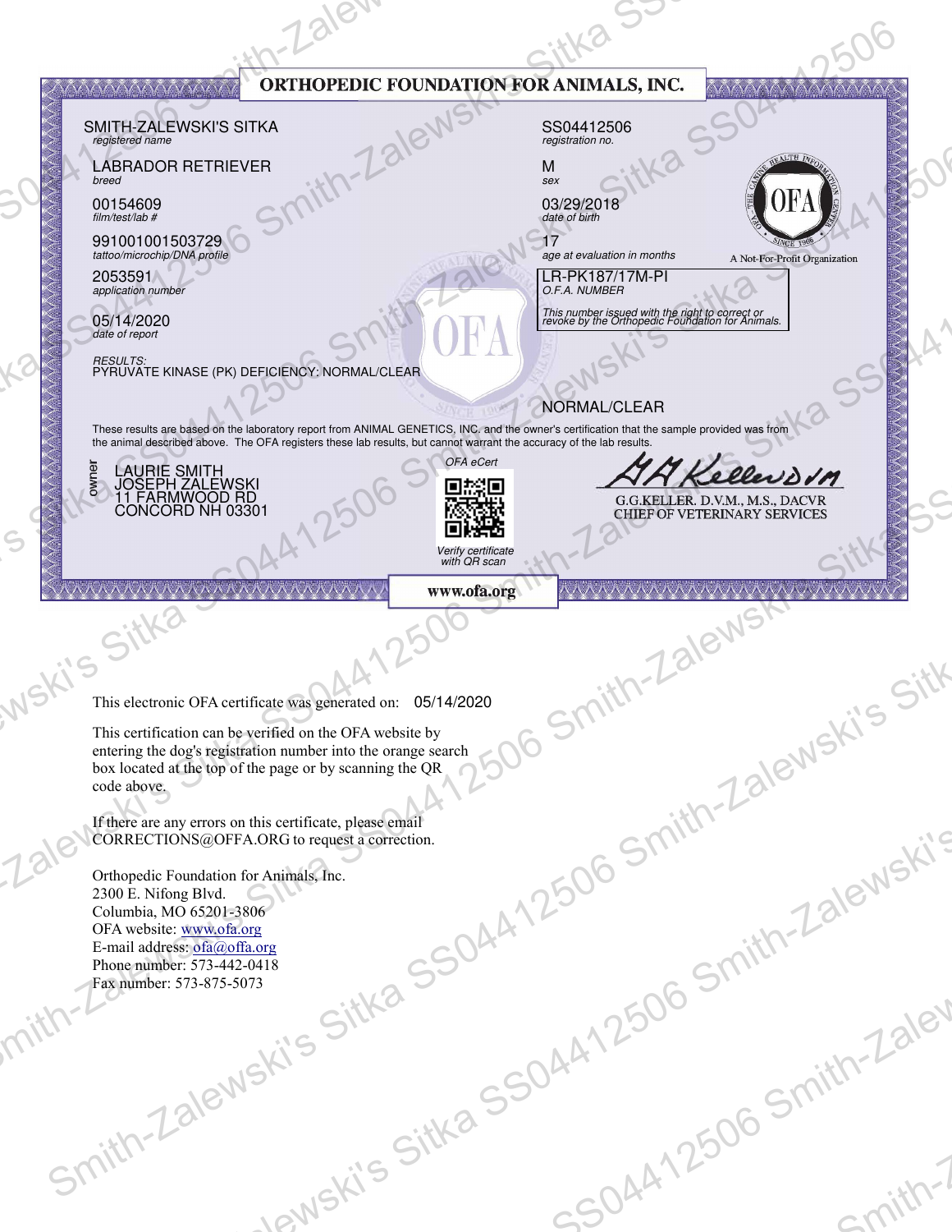# ORTHOPEDIC FOUNDATION FOR ANIMALS, INC.

| | |
|---|---|
| SMITH-ZALEWSKI'S SITKA<br>*registered name* | SS04412506<br>*registration no.* |
| LABRADOR RETRIEVER<br>*breed* | M<br>*sex* |
| 00154609<br>*film/test/lab #* | 03/29/2018<br>*date of birth* |
| 991001001503729<br>*tattoo/microchip/DNA profile* | 17<br>*age at evaluation in months* |
| 2053591<br>*application number* | LR-PK187/17M-PI<br>*O.F.A. NUMBER*<br>*This number issued with the right to correct or revoke by the Orthopedic Foundation for Animals.* |
| 05/14/2020<br>*date of report* | |

A Not-For-Profit Organization

*RESULTS:*
PYRUVATE KINASE (PK) DEFICIENCY: NORMAL/CLEAR

NORMAL/CLEAR

These results are based on the laboratory report from ANIMAL GENETICS, INC. and the owner's certification that the sample provided was from the animal described above. The OFA registers these lab results, but cannot warrant the accuracy of the lab results.

*owner*
LAURIE SMITH
JOSEPH ZALEWSKI
11 FARMWOOD RD
CONCORD NH 03301

*OFA eCert*

*Verify certificate with QR scan*

G.G.KELLER. D.V.M., M.S., DACVR
CHIEF OF VETERINARY SERVICES

www.ofa.org

This electronic OFA certificate was generated on: 05/14/2020

This certification can be verified on the OFA website by entering the dog's registration number into the orange search box located at the top of the page or by scanning the QR code above.

If there are any errors on this certificate, please email CORRECTIONS@OFFA.ORG to request a correction.

Orthopedic Foundation for Animals, Inc.
2300 E. Nifong Blvd.
Columbia, MO 65201-3806
OFA website: www.ofa.org
E-mail address: ofa@offa.org
Phone number: 573-442-0418
Fax number: 573-875-5073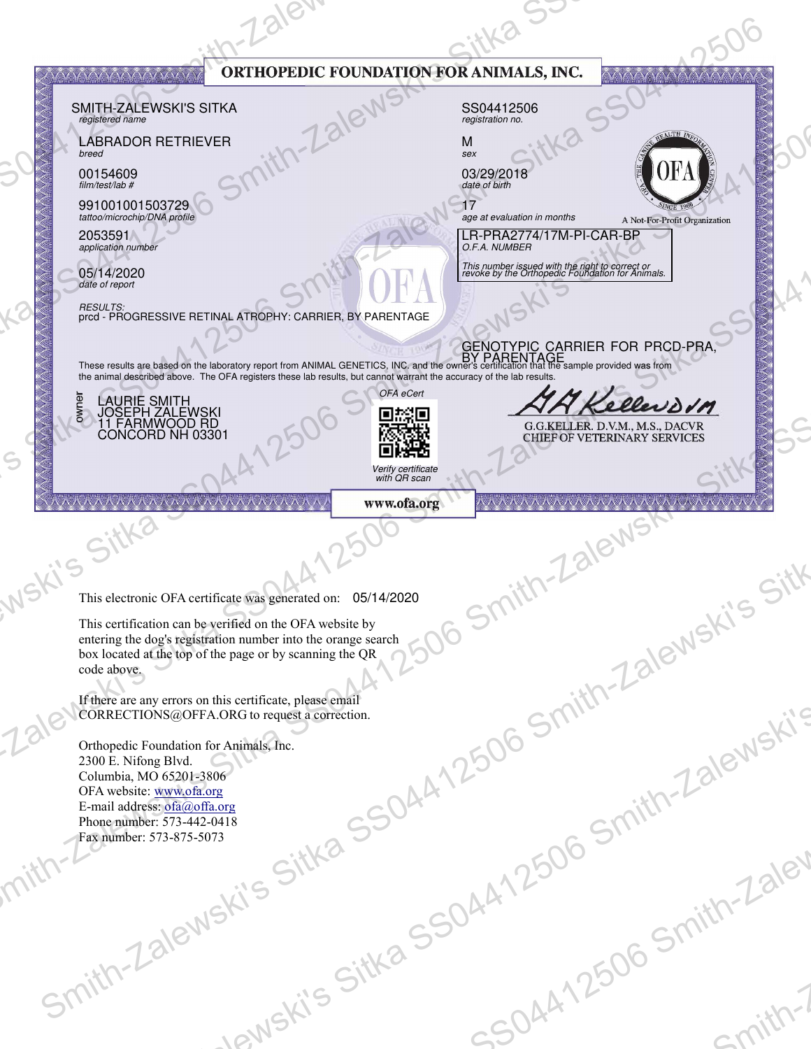# ORTHOPEDIC FOUNDATION FOR ANIMALS, INC.

SMITH-ZALEWSKI'S SITKA
*registered name*

SS04412506
*registration no.*

LABRADOR RETRIEVER
*breed*

M
*sex*

00154609
*film/test/lab #*

03/29/2018
*date of birth*

991001001503729
*tattoo/microchip/DNA profile*

17
*age at evaluation in months*

A Not-For-Profit Organization

2053591
*application number*

LR-PRA2774/17M-PI-CAR-BP
*O.F.A. NUMBER*

*This number issued with the right to correct or revoke by the Orthopedic Foundation for Animals.*

05/14/2020
*date of report*

*RESULTS:*
prcd - PROGRESSIVE RETINAL ATROPHY: CARRIER, BY PARENTAGE

GENOTYPIC CARRIER FOR PRCD-PRA, BY PARENTAGE

These results are based on the laboratory report from ANIMAL GENETICS, INC. and the owner's certification that the sample provided was from the animal described above. The OFA registers these lab results, but cannot warrant the accuracy of the lab results.

*owner*
LAURIE SMITH
JOSEPH ZALEWSKI
11 FARMWOOD RD
CONCORD NH 03301

*OFA eCert*

*Verify certificate with QR scan*

G.G.KELLER. D.V.M., M.S., DACVR
CHIEF OF VETERINARY SERVICES

www.ofa.org

This electronic OFA certificate was generated on: 05/14/2020

This certification can be verified on the OFA website by entering the dog's registration number into the orange search box located at the top of the page or by scanning the QR code above.

If there are any errors on this certificate, please email CORRECTIONS@OFFA.ORG to request a correction.

Orthopedic Foundation for Animals, Inc.
2300 E. Nifong Blvd.
Columbia, MO 65201-3806
OFA website: www.ofa.org
E-mail address: ofa@offa.org
Phone number: 573-442-0418
Fax number: 573-875-5073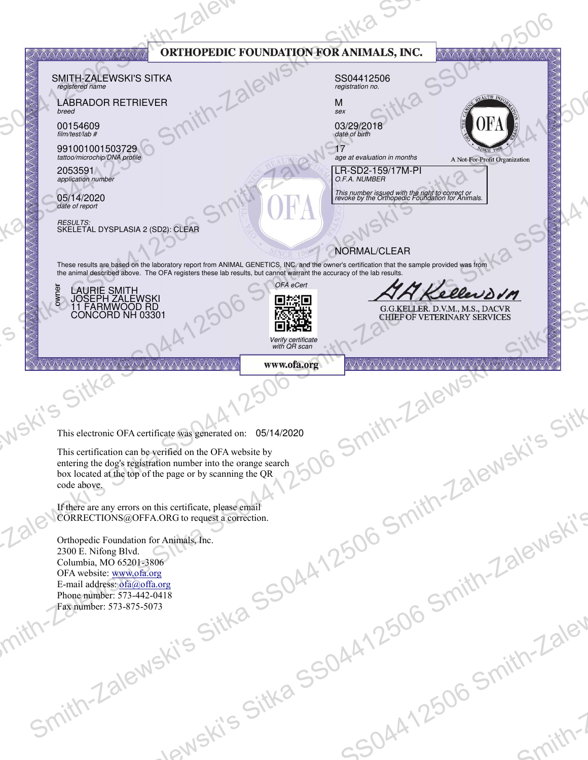# ORTHOPEDIC FOUNDATION FOR ANIMALS, INC.

SMITH-ZALEWSKI'S SITKA
*registered name*

SS04412506
*registration no.*

LABRADOR RETRIEVER
*breed*

M
*sex*

00154609
*film/test/lab #*

03/29/2018
*date of birth*

991001001503729
*tattoo/microchip/DNA profile*

17
*age at evaluation in months*

A Not-For-Profit Organization

2053591
*application number*

LR-SD2-159/17M-PI
*O.F.A. NUMBER*

*This number issued with the right to correct or revoke by the Orthopedic Foundation for Animals.*

05/14/2020
*date of report*

*RESULTS:*
SKELETAL DYSPLASIA 2 (SD2): CLEAR

NORMAL/CLEAR

These results are based on the laboratory report from ANIMAL GENETICS, INC. and the owner's certification that the sample provided was from the animal described above. The OFA registers these lab results, but cannot warrant the accuracy of the lab results.

*owner*
LAURIE SMITH
JOSEPH ZALEWSKI
11 FARMWOOD RD
CONCORD NH 03301

*OFA eCert*

*Verify certificate with QR scan*

G.G.KELLER. D.V.M., M.S., DACVR
CHIEF OF VETERINARY SERVICES

www.ofa.org

This electronic OFA certificate was generated on: 05/14/2020

This certification can be verified on the OFA website by entering the dog's registration number into the orange search box located at the top of the page or by scanning the QR code above.

If there are any errors on this certificate, please email CORRECTIONS@OFFA.ORG to request a correction.

Orthopedic Foundation for Animals, Inc.
2300 E. Nifong Blvd.
Columbia, MO 65201-3806
OFA website: www.ofa.org
E-mail address: ofa@offa.org
Phone number: 573-442-0418
Fax number: 573-875-5073